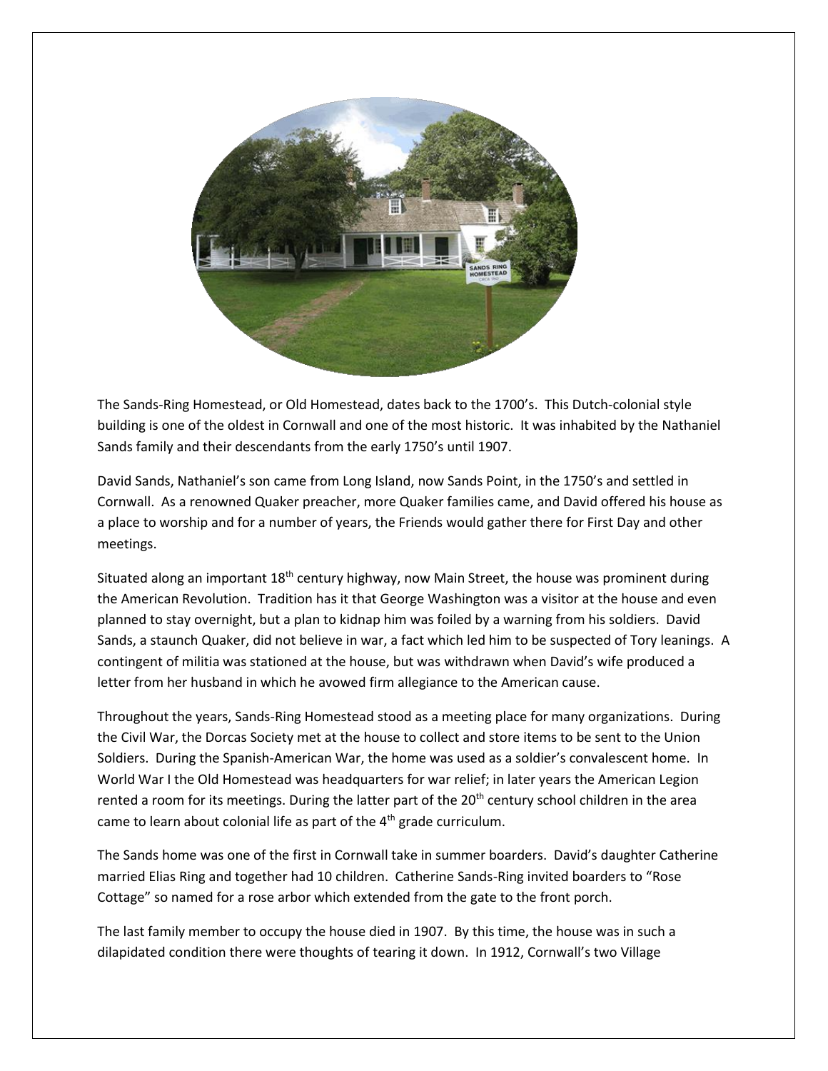The Sands-Ring Homestead, or Old Homestead, dates back to the 1700's. This Dutch-colonial style building is one of the oldest in Cornwall and one of the most historic. It was inhabited by the Nathaniel Sands family and their descendants from the early 1750's until 1907.

David Sands, Nathaniel's son came from Long Island, now Sands Point, in the 1750's and settled in Cornwall. As a renowned Quaker preacher, more Quaker families came, and David offered his house as a place to worship and for a number of years, the Friends would gather there for First Day and other meetings.

Situated along an important 18th century highway, now Main Street, the house was prominent during the American Revolution. Tradition has it that George Washington was a visitor at the house and even planned to stay overnight, but a plan to kidnap him was foiled by a warning from his soldiers. David Sands, a staunch Quaker, did not believe in war, a fact which led him to be suspected of Tory leanings. A contingent of militia was stationed at the house, but was withdrawn when David's wife produced a letter from her husband in which he avowed firm allegiance to the American cause.

Throughout the years, Sands-Ring Homestead stood as a meeting place for many organizations. During the Civil War, the Dorcas Society met at the house to collect and store items to be sent to the Union Soldiers. During the Spanish-American War, the home was used as a soldier's convalescent home. In World War I the Old Homestead was headquarters for war relief; in later years the American Legion rented a room for its meetings. During the latter part of the 20th century school children in the area came to learn about colonial life as part of the 4th grade curriculum.

The Sands home was one of the first in Cornwall take in summer boarders. David's daughter Catherine married Elias Ring and together had 10 children. Catherine Sands-Ring invited boarders to "Rose Cottage" so named for a rose arbor which extended from the gate to the front porch.

The last family member to occupy the house died in 1907. By this time, the house was in such a dilapidated condition there were thoughts of tearing it down. In 1912, Cornwall's two Village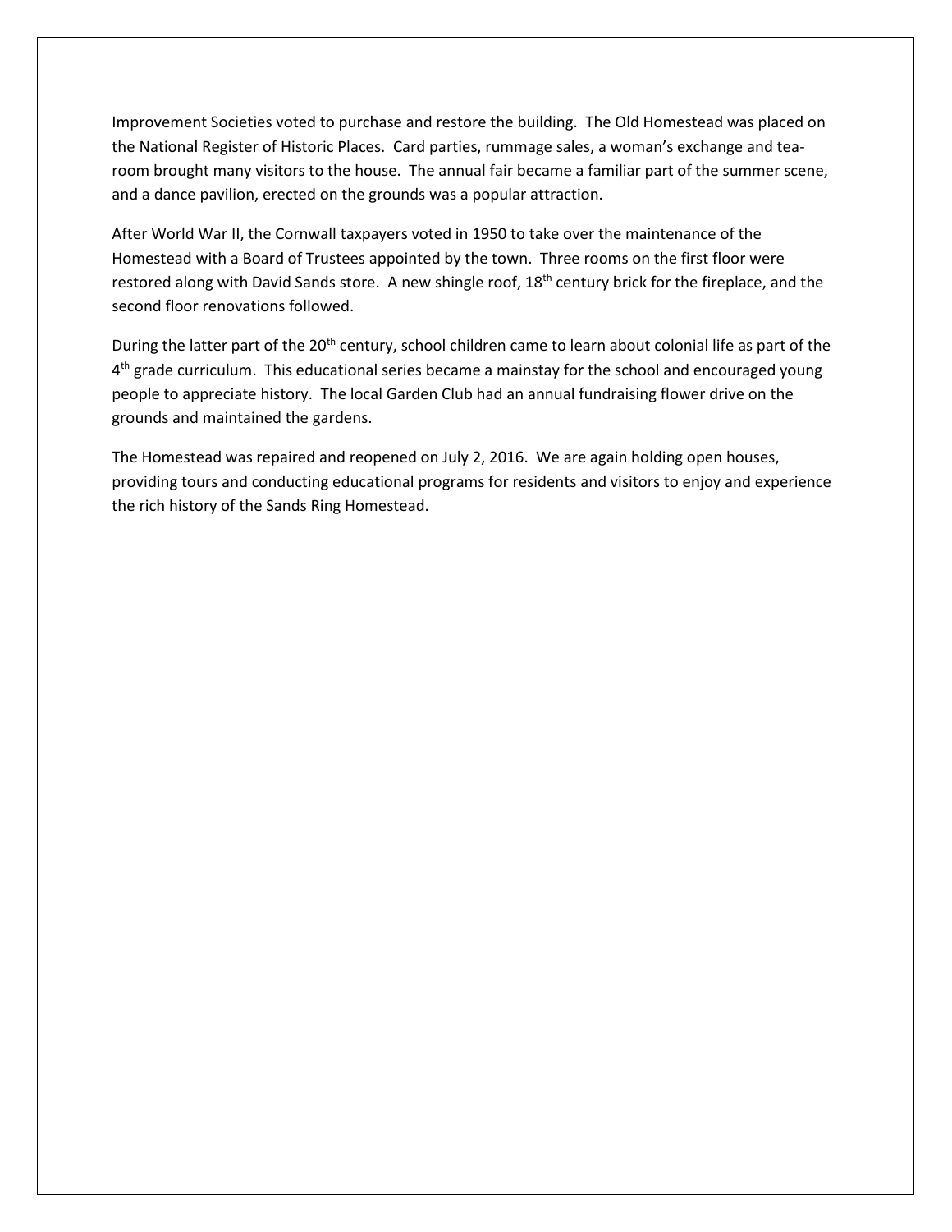Improvement Societies voted to purchase and restore the building. The Old Homestead was placed on the National Register of Historic Places. Card parties, rummage sales, a woman's exchange and tea-room brought many visitors to the house. The annual fair became a familiar part of the summer scene, and a dance pavilion, erected on the grounds was a popular attraction.

After World War II, the Cornwall taxpayers voted in 1950 to take over the maintenance of the Homestead with a Board of Trustees appointed by the town. Three rooms on the first floor were restored along with David Sands store. A new shingle roof, 18th century brick for the fireplace, and the second floor renovations followed.

During the latter part of the 20th century, school children came to learn about colonial life as part of the 4th grade curriculum. This educational series became a mainstay for the school and encouraged young people to appreciate history. The local Garden Club had an annual fundraising flower drive on the grounds and maintained the gardens.

The Homestead was repaired and reopened on July 2, 2016. We are again holding open houses, providing tours and conducting educational programs for residents and visitors to enjoy and experience the rich history of the Sands Ring Homestead.